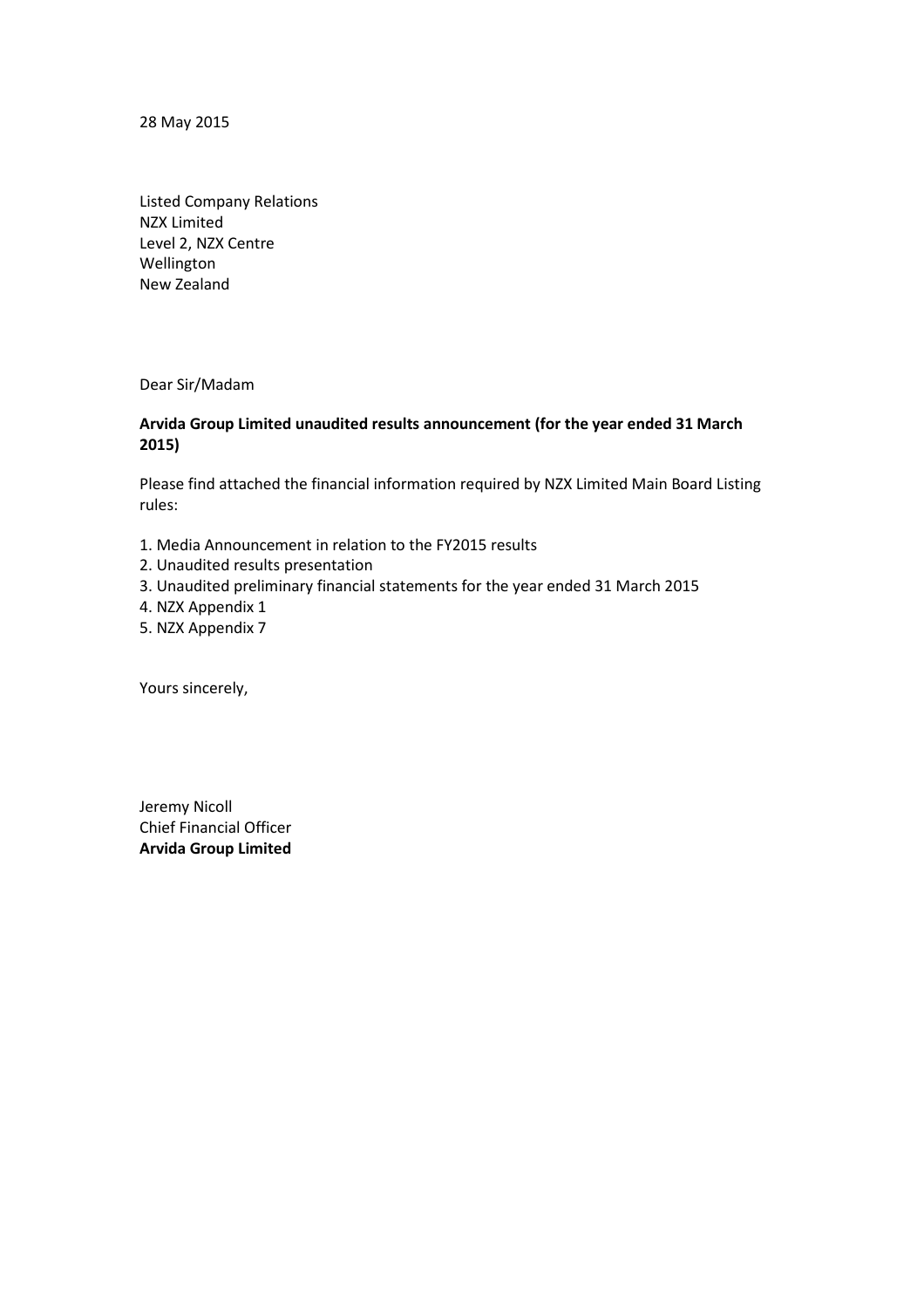28 May 2015

Listed Company Relations
NZX Limited
Level 2, NZX Centre
Wellington
New Zealand

Dear Sir/Madam

**Arvida Group Limited unaudited results announcement (for the year ended 31 March 2015)**

Please find attached the financial information required by NZX Limited Main Board Listing rules:

1. Media Announcement in relation to the FY2015 results
2. Unaudited results presentation
3. Unaudited preliminary financial statements for the year ended 31 March 2015
4. NZX Appendix 1
5. NZX Appendix 7

Yours sincerely,

Jeremy Nicoll
Chief Financial Officer
**Arvida Group Limited**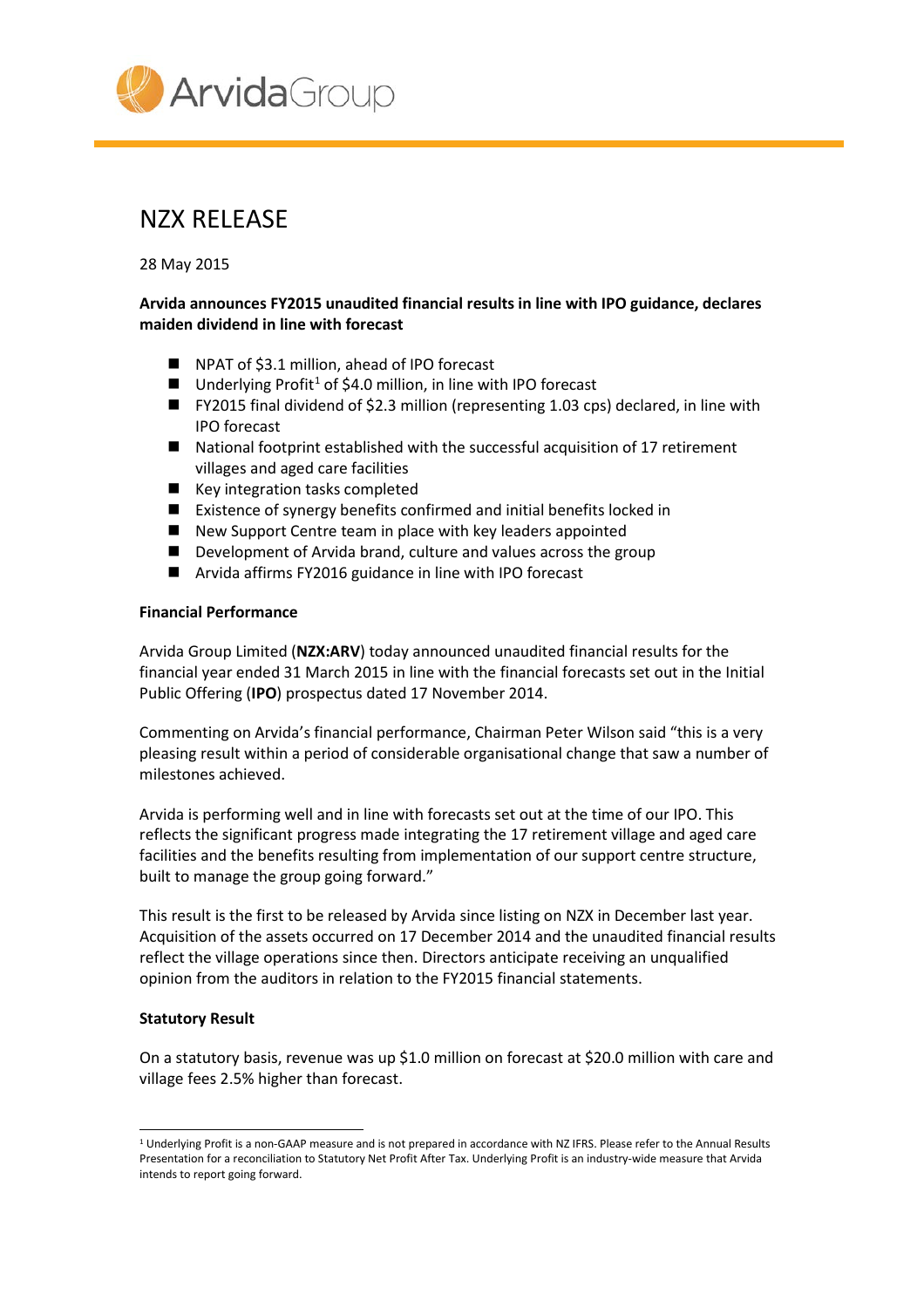# NZX RELEASE

28 May 2015

**Arvida announces FY2015 unaudited financial results in line with IPO guidance, declares maiden dividend in line with forecast**

- NPAT of $3.1 million, ahead of IPO forecast
- Underlying Profit[1] of $4.0 million, in line with IPO forecast
- FY2015 final dividend of $2.3 million (representing 1.03 cps) declared, in line with IPO forecast
- National footprint established with the successful acquisition of 17 retirement villages and aged care facilities
- Key integration tasks completed
- Existence of synergy benefits confirmed and initial benefits locked in
- New Support Centre team in place with key leaders appointed
- Development of Arvida brand, culture and values across the group
- Arvida affirms FY2016 guidance in line with IPO forecast

**Financial Performance**

Arvida Group Limited (**NZX:ARV**) today announced unaudited financial results for the financial year ended 31 March 2015 in line with the financial forecasts set out in the Initial Public Offering (**IPO**) prospectus dated 17 November 2014.

Commenting on Arvida's financial performance, Chairman Peter Wilson said "this is a very pleasing result within a period of considerable organisational change that saw a number of milestones achieved.

Arvida is performing well and in line with forecasts set out at the time of our IPO. This reflects the significant progress made integrating the 17 retirement village and aged care facilities and the benefits resulting from implementation of our support centre structure, built to manage the group going forward."

This result is the first to be released by Arvida since listing on NZX in December last year. Acquisition of the assets occurred on 17 December 2014 and the unaudited financial results reflect the village operations since then. Directors anticipate receiving an unqualified opinion from the auditors in relation to the FY2015 financial statements.

**Statutory Result**

On a statutory basis, revenue was up $1.0 million on forecast at $20.0 million with care and village fees 2.5% higher than forecast.

[1] Underlying Profit is a non-GAAP measure and is not prepared in accordance with NZ IFRS. Please refer to the Annual Results Presentation for a reconciliation to Statutory Net Profit After Tax. Underlying Profit is an industry-wide measure that Arvida intends to report going forward.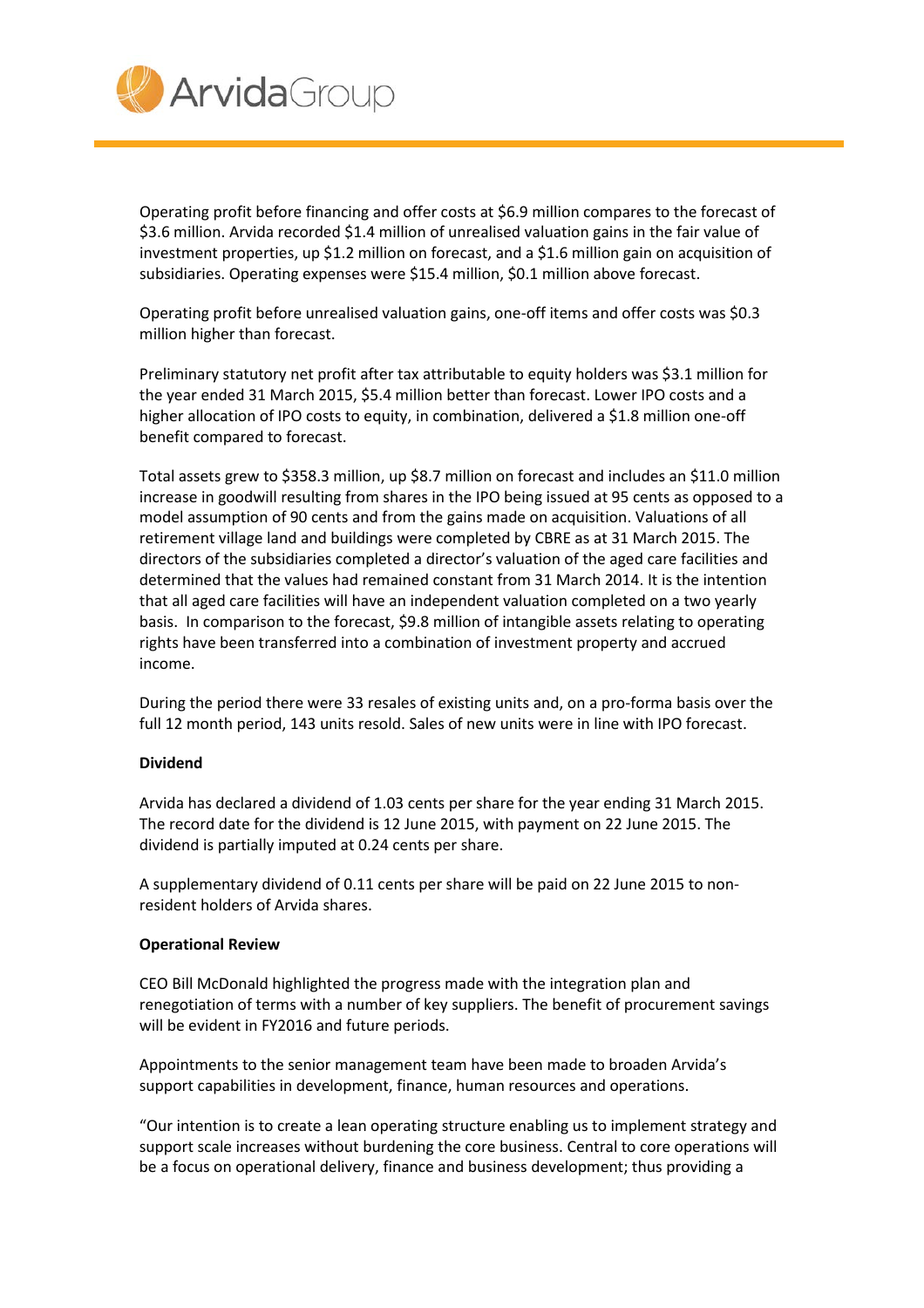Operating profit before financing and offer costs at $6.9 million compares to the forecast of $3.6 million. Arvida recorded $1.4 million of unrealised valuation gains in the fair value of investment properties, up $1.2 million on forecast, and a $1.6 million gain on acquisition of subsidiaries. Operating expenses were $15.4 million, $0.1 million above forecast.

Operating profit before unrealised valuation gains, one-off items and offer costs was $0.3 million higher than forecast.

Preliminary statutory net profit after tax attributable to equity holders was $3.1 million for the year ended 31 March 2015, $5.4 million better than forecast. Lower IPO costs and a higher allocation of IPO costs to equity, in combination, delivered a $1.8 million one-off benefit compared to forecast.

Total assets grew to $358.3 million, up $8.7 million on forecast and includes an $11.0 million increase in goodwill resulting from shares in the IPO being issued at 95 cents as opposed to a model assumption of 90 cents and from the gains made on acquisition. Valuations of all retirement village land and buildings were completed by CBRE as at 31 March 2015. The directors of the subsidiaries completed a director's valuation of the aged care facilities and determined that the values had remained constant from 31 March 2014. It is the intention that all aged care facilities will have an independent valuation completed on a two yearly basis. In comparison to the forecast, $9.8 million of intangible assets relating to operating rights have been transferred into a combination of investment property and accrued income.

During the period there were 33 resales of existing units and, on a pro-forma basis over the full 12 month period, 143 units resold. Sales of new units were in line with IPO forecast.

**Dividend**

Arvida has declared a dividend of 1.03 cents per share for the year ending 31 March 2015. The record date for the dividend is 12 June 2015, with payment on 22 June 2015. The dividend is partially imputed at 0.24 cents per share.

A supplementary dividend of 0.11 cents per share will be paid on 22 June 2015 to non-resident holders of Arvida shares.

**Operational Review**

CEO Bill McDonald highlighted the progress made with the integration plan and renegotiation of terms with a number of key suppliers. The benefit of procurement savings will be evident in FY2016 and future periods.

Appointments to the senior management team have been made to broaden Arvida's support capabilities in development, finance, human resources and operations.

"Our intention is to create a lean operating structure enabling us to implement strategy and support scale increases without burdening the core business. Central to core operations will be a focus on operational delivery, finance and business development; thus providing a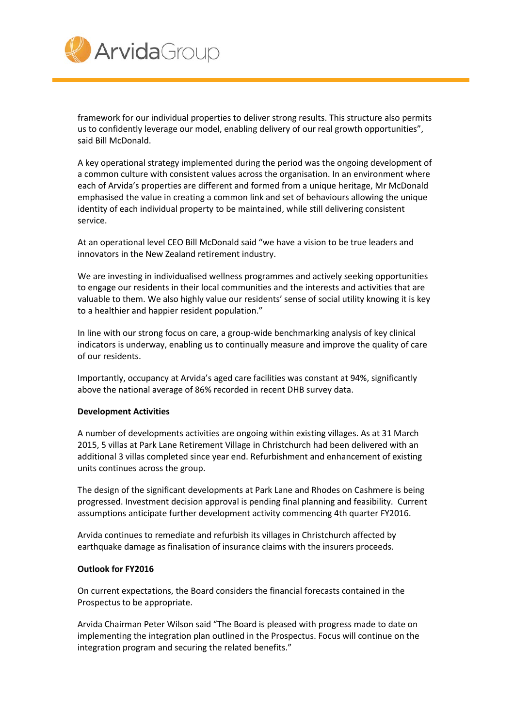framework for our individual properties to deliver strong results. This structure also permits us to confidently leverage our model, enabling delivery of our real growth opportunities", said Bill McDonald.

A key operational strategy implemented during the period was the ongoing development of a common culture with consistent values across the organisation. In an environment where each of Arvida's properties are different and formed from a unique heritage, Mr McDonald emphasised the value in creating a common link and set of behaviours allowing the unique identity of each individual property to be maintained, while still delivering consistent service.

At an operational level CEO Bill McDonald said "we have a vision to be true leaders and innovators in the New Zealand retirement industry.

We are investing in individualised wellness programmes and actively seeking opportunities to engage our residents in their local communities and the interests and activities that are valuable to them. We also highly value our residents' sense of social utility knowing it is key to a healthier and happier resident population."

In line with our strong focus on care, a group-wide benchmarking analysis of key clinical indicators is underway, enabling us to continually measure and improve the quality of care of our residents.

Importantly, occupancy at Arvida's aged care facilities was constant at 94%, significantly above the national average of 86% recorded in recent DHB survey data.

**Development Activities**

A number of developments activities are ongoing within existing villages. As at 31 March 2015, 5 villas at Park Lane Retirement Village in Christchurch had been delivered with an additional 3 villas completed since year end. Refurbishment and enhancement of existing units continues across the group.

The design of the significant developments at Park Lane and Rhodes on Cashmere is being progressed. Investment decision approval is pending final planning and feasibility. Current assumptions anticipate further development activity commencing 4th quarter FY2016.

Arvida continues to remediate and refurbish its villages in Christchurch affected by earthquake damage as finalisation of insurance claims with the insurers proceeds.

**Outlook for FY2016**

On current expectations, the Board considers the financial forecasts contained in the Prospectus to be appropriate.

Arvida Chairman Peter Wilson said "The Board is pleased with progress made to date on implementing the integration plan outlined in the Prospectus. Focus will continue on the integration program and securing the related benefits."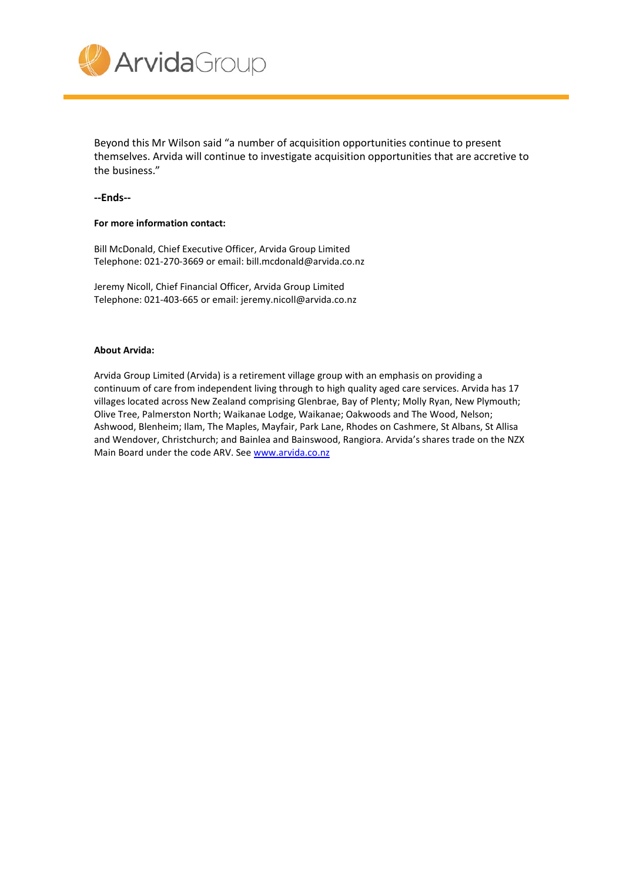Beyond this Mr Wilson said "a number of acquisition opportunities continue to present themselves. Arvida will continue to investigate acquisition opportunities that are accretive to the business."

**--Ends--**

**For more information contact:**

Bill McDonald, Chief Executive Officer, Arvida Group Limited
Telephone: 021-270-3669 or email: bill.mcdonald@arvida.co.nz

Jeremy Nicoll, Chief Financial Officer, Arvida Group Limited
Telephone: 021-403-665 or email: jeremy.nicoll@arvida.co.nz

**About Arvida:**

Arvida Group Limited (Arvida) is a retirement village group with an emphasis on providing a continuum of care from independent living through to high quality aged care services. Arvida has 17 villages located across New Zealand comprising Glenbrae, Bay of Plenty; Molly Ryan, New Plymouth; Olive Tree, Palmerston North; Waikanae Lodge, Waikanae; Oakwoods and The Wood, Nelson; Ashwood, Blenheim; Ilam, The Maples, Mayfair, Park Lane, Rhodes on Cashmere, St Albans, St Allisa and Wendover, Christchurch; and Bainlea and Bainswood, Rangiora. Arvida's shares trade on the NZX Main Board under the code ARV. See [www.arvida.co.nz](http://www.arvida.co.nz)